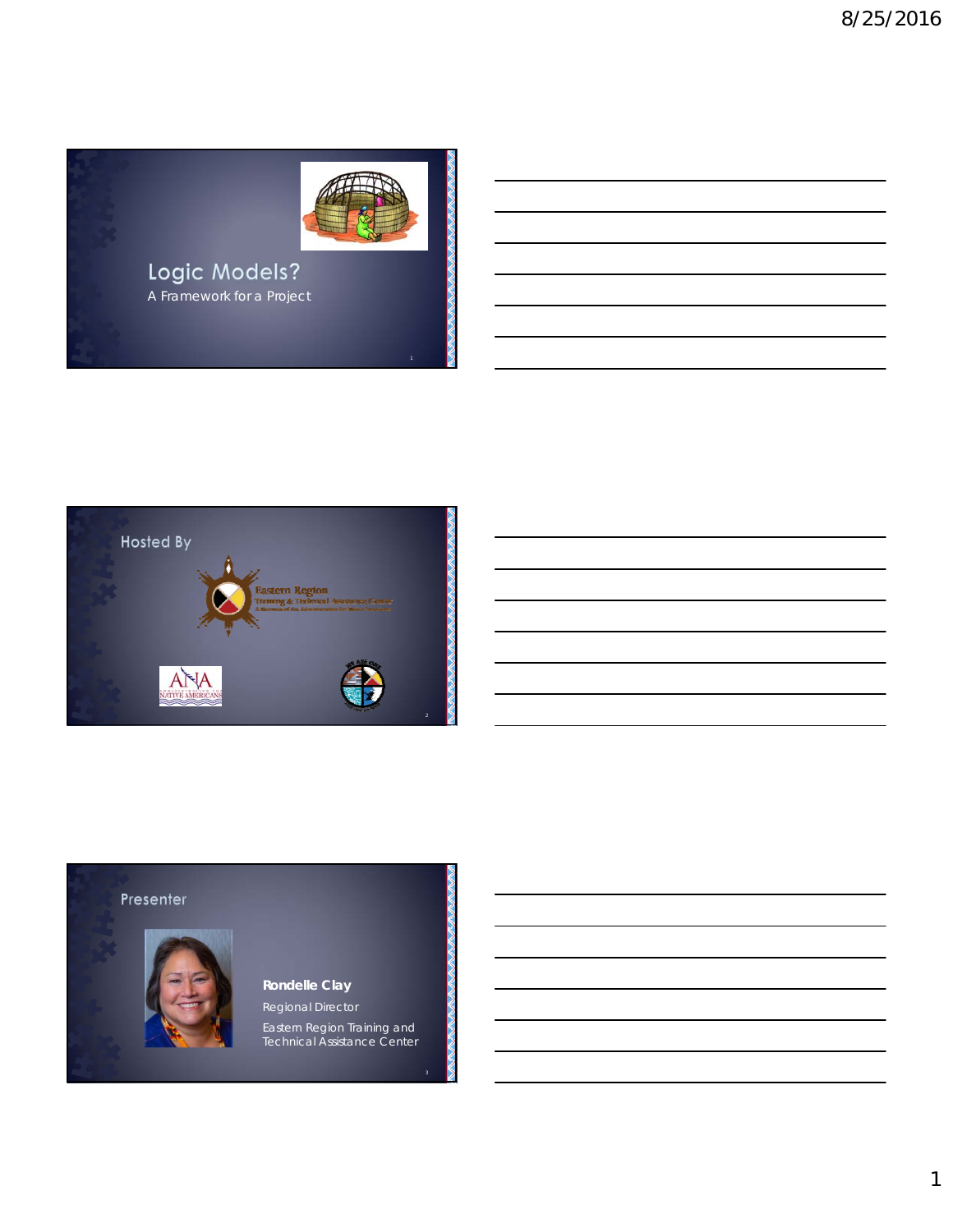# Logic Models?

A Framework for a Project

## Hosted By

Eastern Region Training & Technical Assistance Center

ANA Administration for Native Americans

## Presenter

**Rondelle Clay**

Regional Director

Eastern Region Training and Technical Assistance Center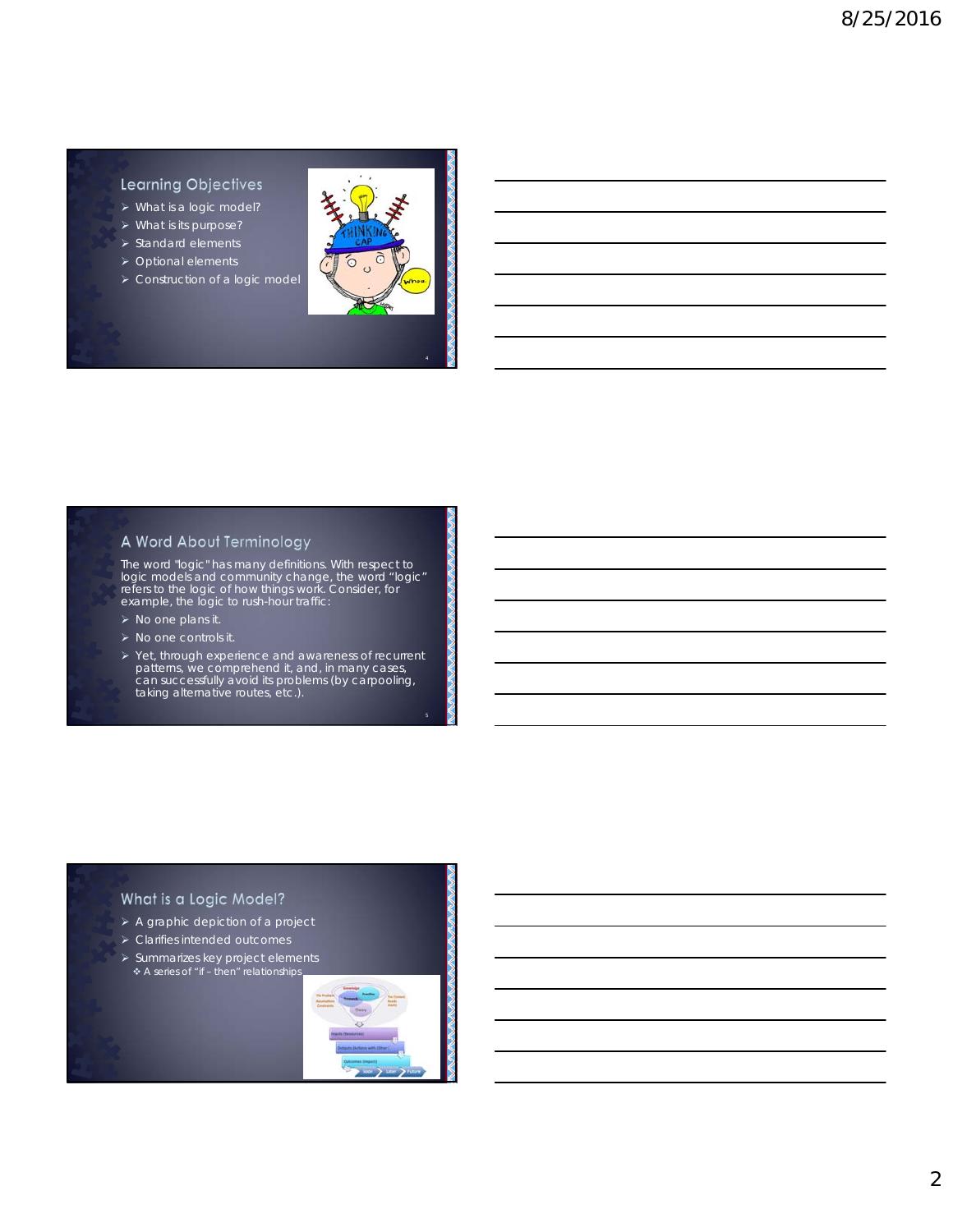## Learning Objectives

- What is a logic model?
- What is its purpose?
- Standard elements
- Optional elements
- Construction of a logic model

## A Word About Terminology

The word "logic" has many definitions. With respect to logic models and community change, the word "logic" refers to the logic of how things work. Consider, for example, the logic to rush-hour traffic:

- No one plans it.
- No one controls it.
- Yet, through experience and awareness of recurrent patterns, we comprehend it, and, in many cases, can successfully avoid its problems (by carpooling, taking alternative routes, etc.).

## What is a Logic Model?

- A graphic depiction of a project
- Clarifies intended outcomes
- Summarizes key project elements
  - A series of "if – then" relationships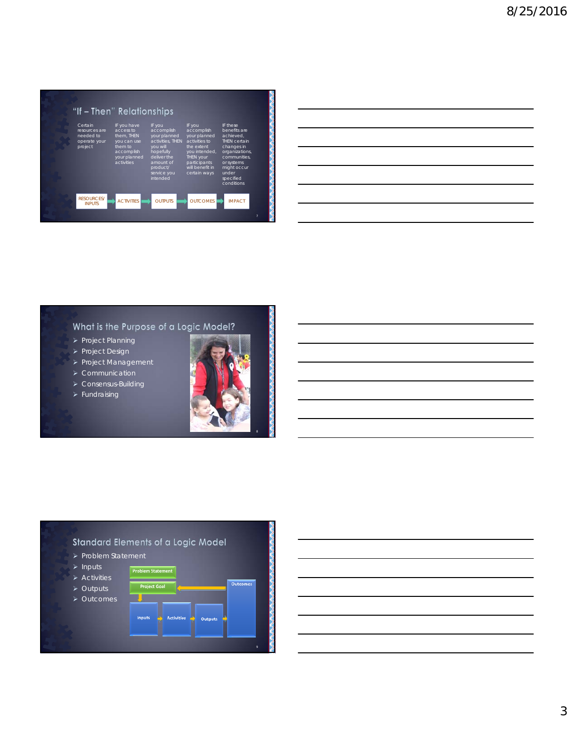## "If – Then" Relationships

| Certain resources are needed to operate your project | IF you have access to them, THEN you can use them to accomplish your planned activities | IF you accomplish your planned activities, THEN you will hopefully deliver the amount of product/ service you intended | IF you accomplish your planned activities to the extent you intended, THEN your participants will benefit in certain ways | IF these benefits are achieved, THEN certain changes in organizations, communities, or systems might occur under specified conditions |
|---|---|---|---|---|
| RESOURCES/ INPUTS | ACTIVITIES | OUTPUTS | OUTCOMES | IMPACT |

## What is the Purpose of a Logic Model?

- Project Planning
- Project Design
- Project Management
- Communication
- Consensus-Building
- Fundraising

## Standard Elements of a Logic Model

- Problem Statement
- Inputs
- Activities
- Outputs
- Outcomes

Problem Statement → Project Goal → Inputs → Activities → Outputs → Outcomes → Project Goal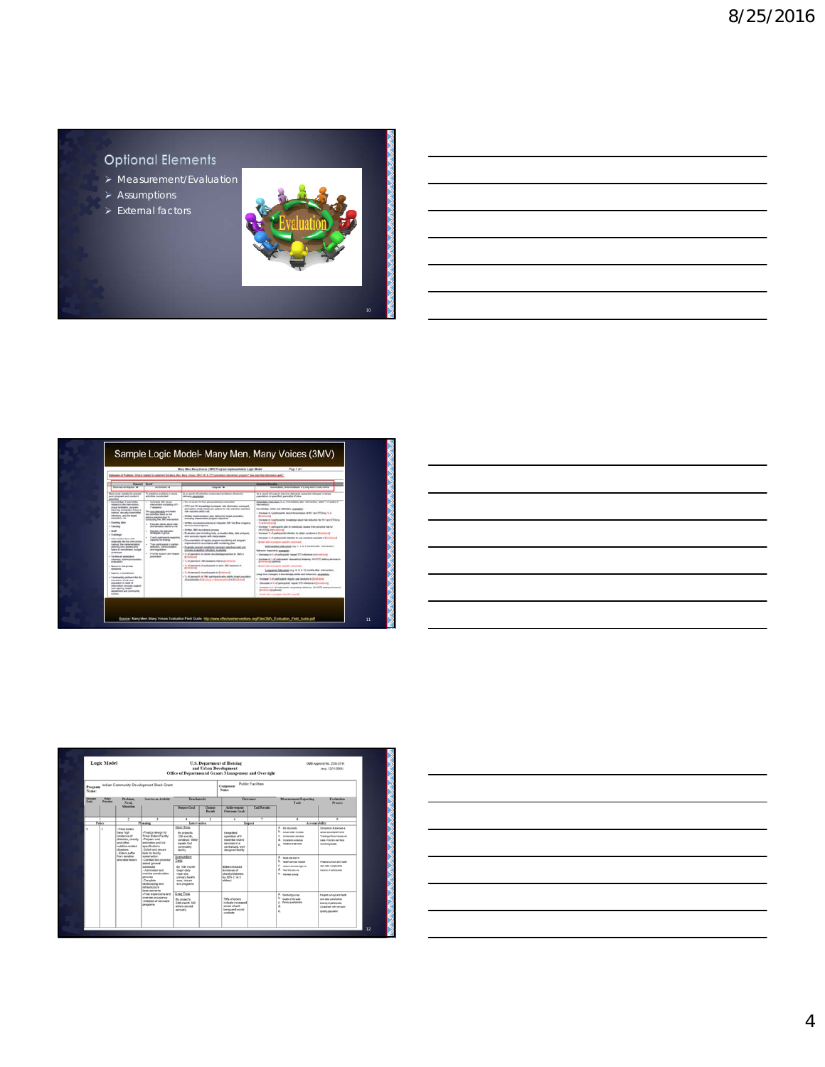## Optional Elements

- Measurement/Evaluation
- Assumptions
- External factors

## Sample Logic Model- Many Men, Many Voices (3MV)

Source: Many Men, Many Voices Evaluation Field Guide. http://www.effectiveinterventions.org/files/3MV_Evaluation_Field_Guide.pdf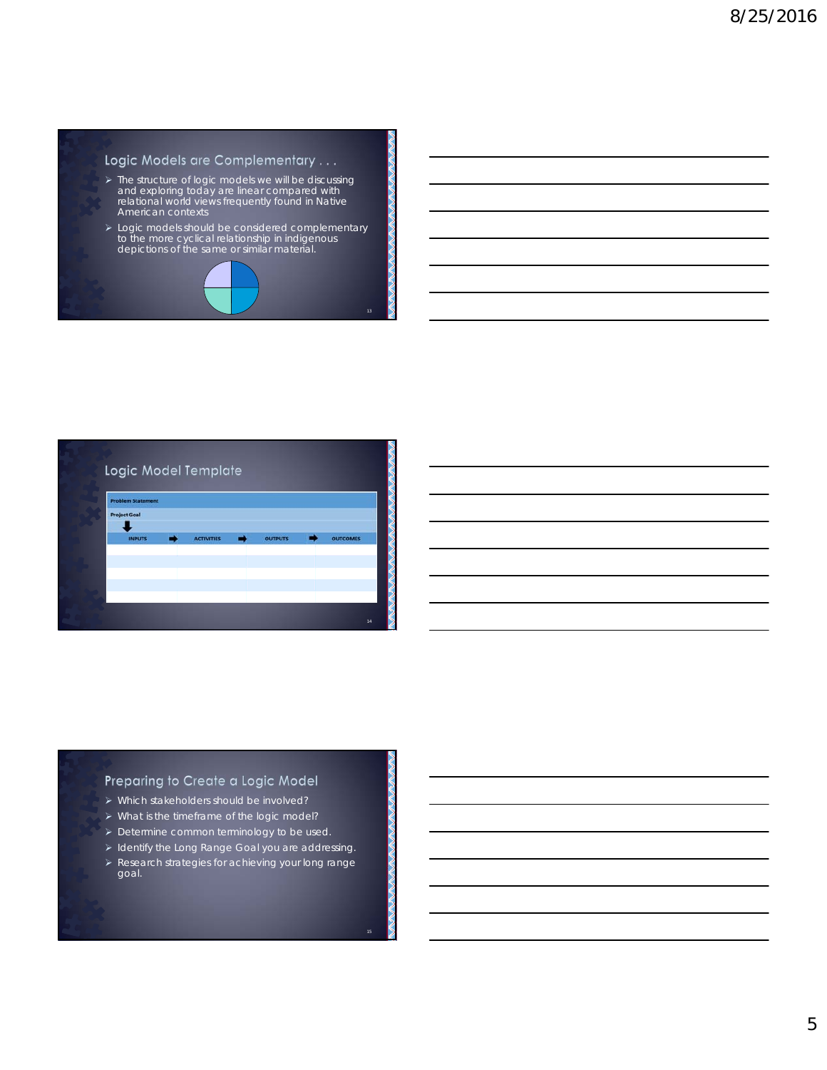## Logic Models are Complementary . . .

- The structure of logic models we will be discussing and exploring today are linear compared with relational world views frequently found in Native American contexts
- Logic models should be considered complementary to the more cyclical relationship in indigenous depictions of the same or similar material.

## Logic Model Template

| Problem Statement | | | |
|---|---|---|---|
| Project Goal | | | |
| INPUTS | ACTIVITIES | OUTPUTS | OUTCOMES |
| | | | |
| | | | |
| | | | |
| | | | |
| | | | |

## Preparing to Create a Logic Model

- Which stakeholders should be involved?
- What is the timeframe of the logic model?
- Determine common terminology to be used.
- Identify the Long Range Goal you are addressing.
- Research strategies for achieving your long range goal.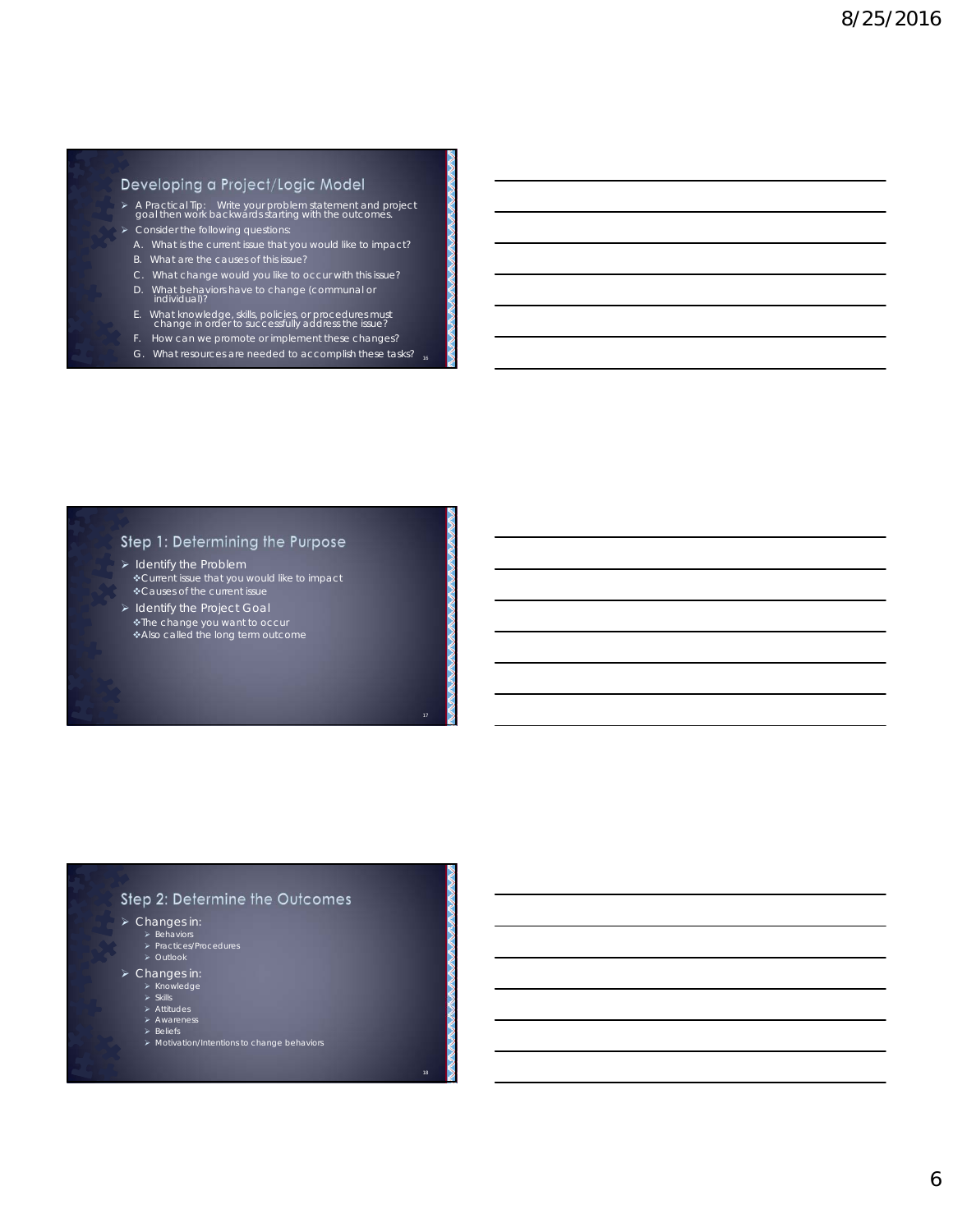## Developing a Project/Logic Model

- A Practical Tip: Write your problem statement and project goal then work backwards starting with the outcomes.
- Consider the following questions:
  - A. What is the current issue that you would like to impact?
  - B. What are the causes of this issue?
  - C. What change would you like to occur with this issue?
  - D. What behaviors have to change (communal or individual)?
  - E. What knowledge, skills, policies, or procedures must change in order to successfully address the issue?
  - F. How can we promote or implement these changes?
  - G. What resources are needed to accomplish these tasks?

## Step 1: Determining the Purpose

- Identify the Problem
  - Current issue that you would like to impact
  - Causes of the current issue
- Identify the Project Goal
  - The change you want to occur
  - Also called the long term outcome

## Step 2: Determine the Outcomes

- Changes in:
  - Behaviors
  - Practices/Procedures
  - Outlook
- Changes in:
  - Knowledge
  - Skills
  - Attitudes
  - Awareness
  - Beliefs
  - Motivation/Intentions to change behaviors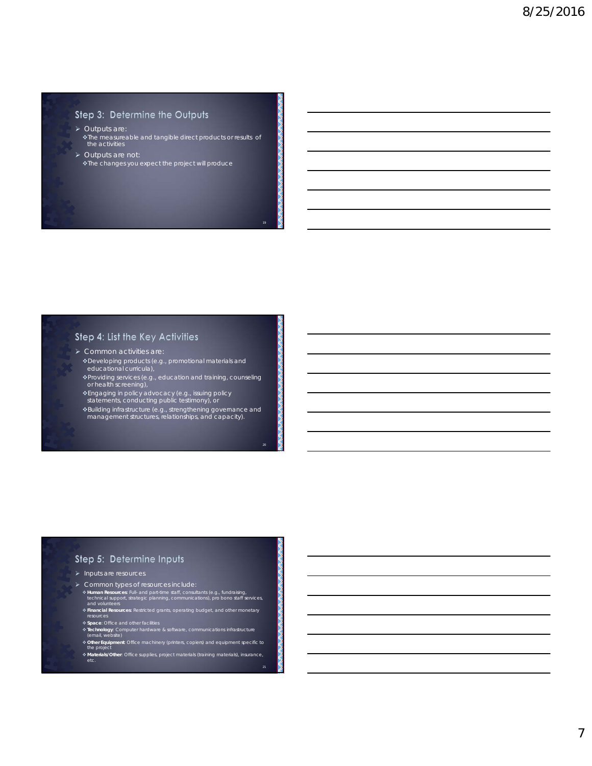## Step 3: Determine the Outputs

- Outputs are:
  - The measureable and tangible direct products or results of the activities
- Outputs are not:
  - The changes you expect the project will produce

## Step 4: List the Key Activities

- Common activities are:
  - Developing products (e.g., promotional materials and educational curricula),
  - Providing services (e.g., education and training, counseling or health screening),
  - Engaging in policy advocacy (e.g., issuing policy statements, conducting public testimony), or
  - Building infrastructure (e.g., strengthening governance and management structures, relationships, and capacity).

## Step 5: Determine Inputs

- Inputs are resources.
- Common types of resources include:
  - **Human Resources**: Full- and part-time staff, consultants (e.g., fundraising, technical support, strategic planning, communications), pro bono staff services, and volunteers
  - **Financial Resources**: Restricted grants, operating budget, and other monetary resources
  - **Space**: Office and other facilities
  - **Technology**: Computer hardware & software, communications infrastructure (email, website)
  - **Other Equipment**: Office machinery (printers, copiers) and equipment specific to the project
  - **Materials/Other**: Office supplies, project materials (training materials), insurance, etc.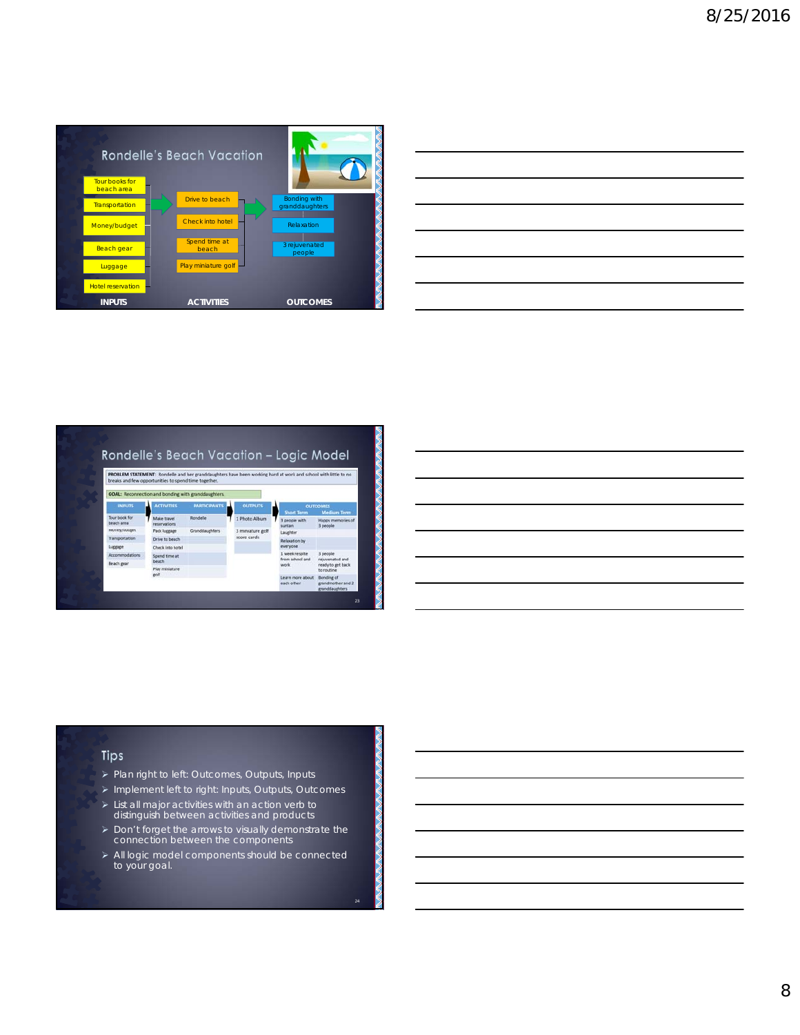## Rondelle's Beach Vacation

| INPUTS | ACTIVITIES | OUTCOMES |
|---|---|---|
| Tour books for beach area | Drive to beach | Bonding with granddaughters |
| Transportation | Check into hotel | Relaxation |
| Money/budget | Spend time at beach | 3 rejuvenated people |
| Beach gear | Play miniature golf | |
| Luggage | | |
| Hotel reservation | | |

## Rondelle's Beach Vacation – Logic Model

**PROBLEM STATEMENT:** Rondelle and her granddaughters have been working hard at work and school with little to no breaks and few opportunities to spend time together.

**GOAL:** Reconnection and bonding with granddaughters.

| INPUTS | ACTIVITIES | PARTICIPANTS | OUTPUTS | OUTCOMES Short Term | OUTCOMES Medium Term |
|---|---|---|---|---|---|
| Tour book for beach area | Make travel reservations | Rondelle | 1 Photo Album | 3 people with suntan | Happy memories of 3 people |
| Money/budget | Pack luggage | Granddaughters | 1 miniature golf score cards | Laughter | |
| Transportation | Drive to beach | | | Relaxation by everyone | |
| Luggage | Check into hotel | | | 1 week respite from school and work | 3 people rejuvenated and ready to get back to routine |
| Accommodations | Spend time at beach | | | Learn more about each other | Bonding of grandmother and 2 granddaughters |
| Beach gear | Play miniature golf | | | | |

## Tips

- Plan right to left: Outcomes, Outputs, Inputs
- Implement left to right: Inputs, Outputs, Outcomes
- List all major activities with an action verb to distinguish between activities and products
- Don't forget the arrows to visually demonstrate the connection between the components
- All logic model components should be connected to your goal.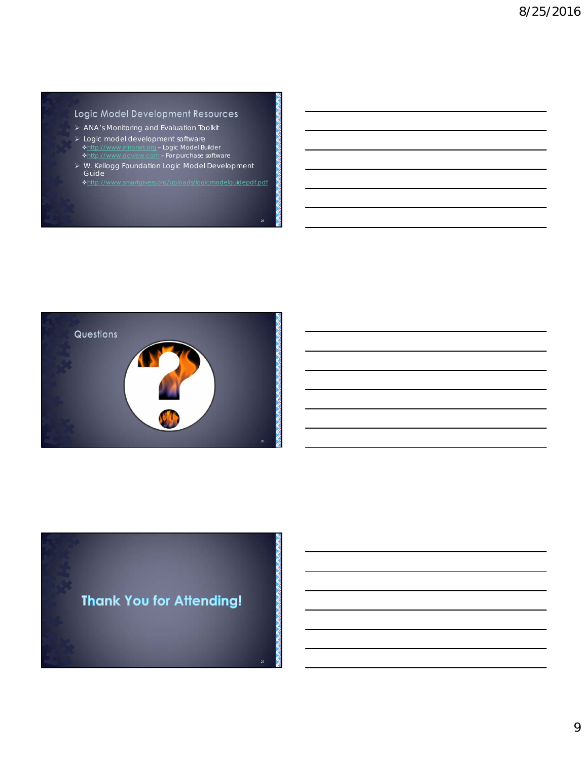## Logic Model Development Resources

- ANA's Monitoring and Evaluation Toolkit
- Logic model development software
  - http://www.innonet.org – Logic Model Builder
  - http://www.doview.com – For purchase software
- W. Kellogg Foundation Logic Model Development Guide
  - http://www.smartgivers.org/uploads/logicmodelguidepdf.pdf

## Questions

## Thank You for Attending!